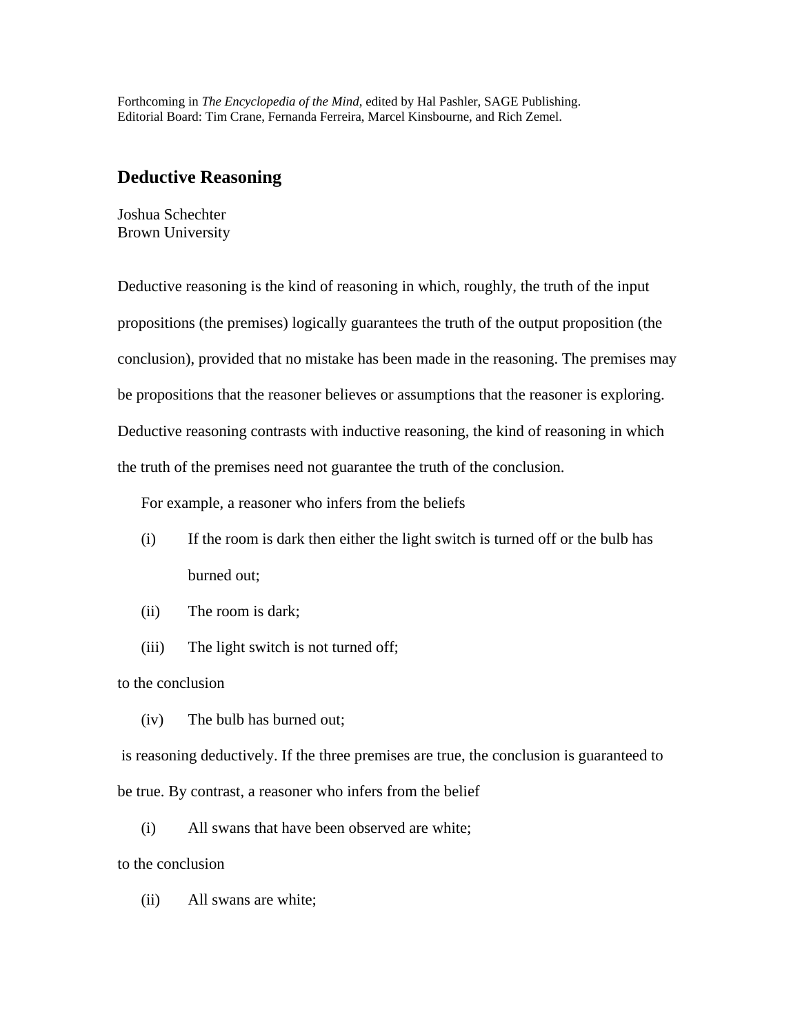Forthcoming in *The Encyclopedia of the Mind*, edited by Hal Pashler, SAGE Publishing.
Editorial Board: Tim Crane, Fernanda Ferreira, Marcel Kinsbourne, and Rich Zemel.

# Deductive Reasoning

Joshua Schechter
Brown University

Deductive reasoning is the kind of reasoning in which, roughly, the truth of the input propositions (the premises) logically guarantees the truth of the output proposition (the conclusion), provided that no mistake has been made in the reasoning. The premises may be propositions that the reasoner believes or assumptions that the reasoner is exploring. Deductive reasoning contrasts with inductive reasoning, the kind of reasoning in which the truth of the premises need not guarantee the truth of the conclusion.

For example, a reasoner who infers from the beliefs

(i) If the room is dark then either the light switch is turned off or the bulb has burned out;

(ii) The room is dark;

(iii) The light switch is not turned off;

to the conclusion

(iv) The bulb has burned out;

is reasoning deductively. If the three premises are true, the conclusion is guaranteed to be true. By contrast, a reasoner who infers from the belief

(i) All swans that have been observed are white;

to the conclusion

(ii) All swans are white;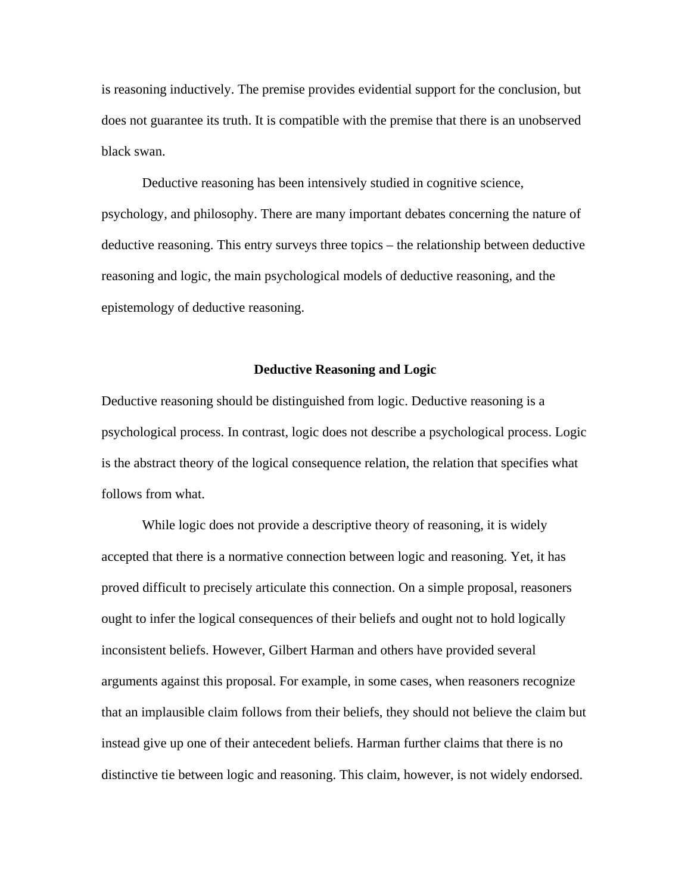is reasoning inductively. The premise provides evidential support for the conclusion, but does not guarantee its truth. It is compatible with the premise that there is an unobserved black swan.

Deductive reasoning has been intensively studied in cognitive science, psychology, and philosophy. There are many important debates concerning the nature of deductive reasoning. This entry surveys three topics – the relationship between deductive reasoning and logic, the main psychological models of deductive reasoning, and the epistemology of deductive reasoning.

## Deductive Reasoning and Logic

Deductive reasoning should be distinguished from logic. Deductive reasoning is a psychological process. In contrast, logic does not describe a psychological process. Logic is the abstract theory of the logical consequence relation, the relation that specifies what follows from what.

While logic does not provide a descriptive theory of reasoning, it is widely accepted that there is a normative connection between logic and reasoning. Yet, it has proved difficult to precisely articulate this connection. On a simple proposal, reasoners ought to infer the logical consequences of their beliefs and ought not to hold logically inconsistent beliefs. However, Gilbert Harman and others have provided several arguments against this proposal. For example, in some cases, when reasoners recognize that an implausible claim follows from their beliefs, they should not believe the claim but instead give up one of their antecedent beliefs. Harman further claims that there is no distinctive tie between logic and reasoning. This claim, however, is not widely endorsed.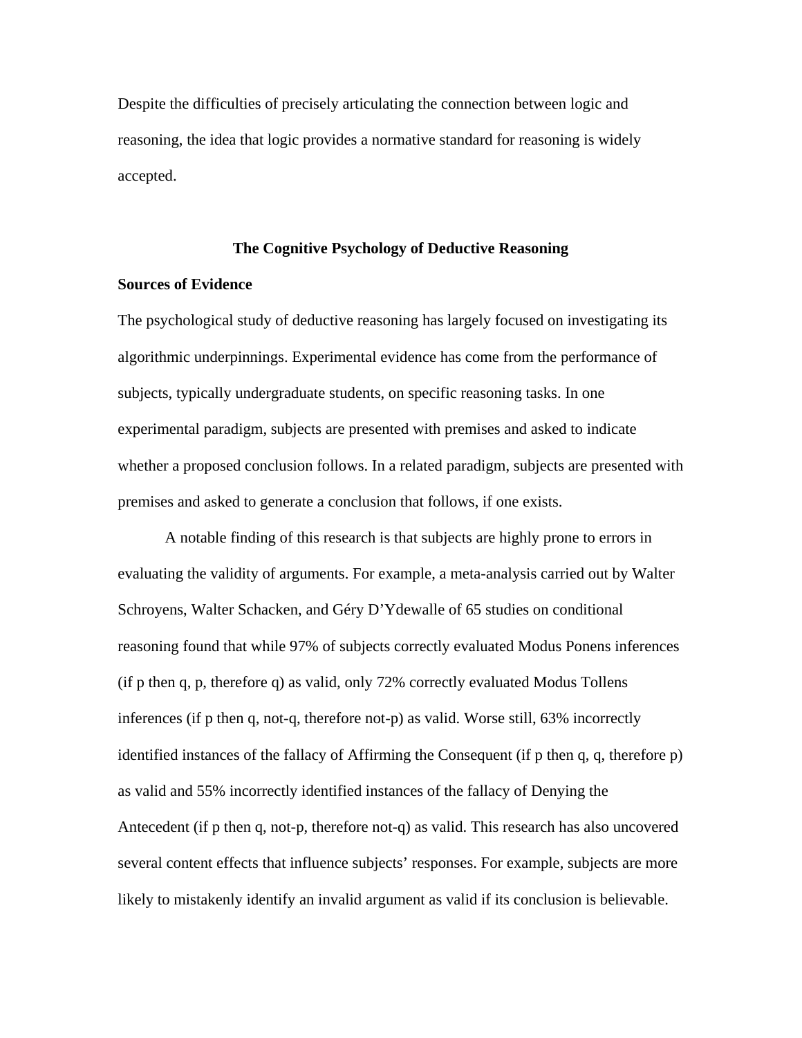Despite the difficulties of precisely articulating the connection between logic and reasoning, the idea that logic provides a normative standard for reasoning is widely accepted.

## The Cognitive Psychology of Deductive Reasoning

### Sources of Evidence

The psychological study of deductive reasoning has largely focused on investigating its algorithmic underpinnings. Experimental evidence has come from the performance of subjects, typically undergraduate students, on specific reasoning tasks. In one experimental paradigm, subjects are presented with premises and asked to indicate whether a proposed conclusion follows. In a related paradigm, subjects are presented with premises and asked to generate a conclusion that follows, if one exists.

A notable finding of this research is that subjects are highly prone to errors in evaluating the validity of arguments. For example, a meta-analysis carried out by Walter Schroyens, Walter Schacken, and Géry D'Ydewalle of 65 studies on conditional reasoning found that while 97% of subjects correctly evaluated Modus Ponens inferences (if p then q, p, therefore q) as valid, only 72% correctly evaluated Modus Tollens inferences (if p then q, not-q, therefore not-p) as valid. Worse still, 63% incorrectly identified instances of the fallacy of Affirming the Consequent (if p then q, q, therefore p) as valid and 55% incorrectly identified instances of the fallacy of Denying the Antecedent (if p then q, not-p, therefore not-q) as valid. This research has also uncovered several content effects that influence subjects' responses. For example, subjects are more likely to mistakenly identify an invalid argument as valid if its conclusion is believable.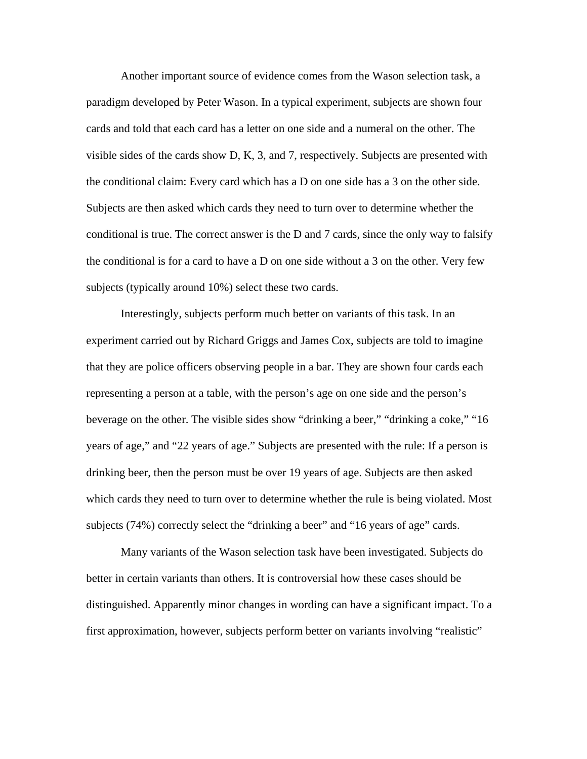Another important source of evidence comes from the Wason selection task, a paradigm developed by Peter Wason. In a typical experiment, subjects are shown four cards and told that each card has a letter on one side and a numeral on the other. The visible sides of the cards show D, K, 3, and 7, respectively. Subjects are presented with the conditional claim: Every card which has a D on one side has a 3 on the other side. Subjects are then asked which cards they need to turn over to determine whether the conditional is true. The correct answer is the D and 7 cards, since the only way to falsify the conditional is for a card to have a D on one side without a 3 on the other. Very few subjects (typically around 10%) select these two cards.

Interestingly, subjects perform much better on variants of this task. In an experiment carried out by Richard Griggs and James Cox, subjects are told to imagine that they are police officers observing people in a bar. They are shown four cards each representing a person at a table, with the person's age on one side and the person's beverage on the other. The visible sides show "drinking a beer," "drinking a coke," "16 years of age," and "22 years of age." Subjects are presented with the rule: If a person is drinking beer, then the person must be over 19 years of age. Subjects are then asked which cards they need to turn over to determine whether the rule is being violated. Most subjects (74%) correctly select the "drinking a beer" and "16 years of age" cards.

Many variants of the Wason selection task have been investigated. Subjects do better in certain variants than others. It is controversial how these cases should be distinguished. Apparently minor changes in wording can have a significant impact. To a first approximation, however, subjects perform better on variants involving "realistic"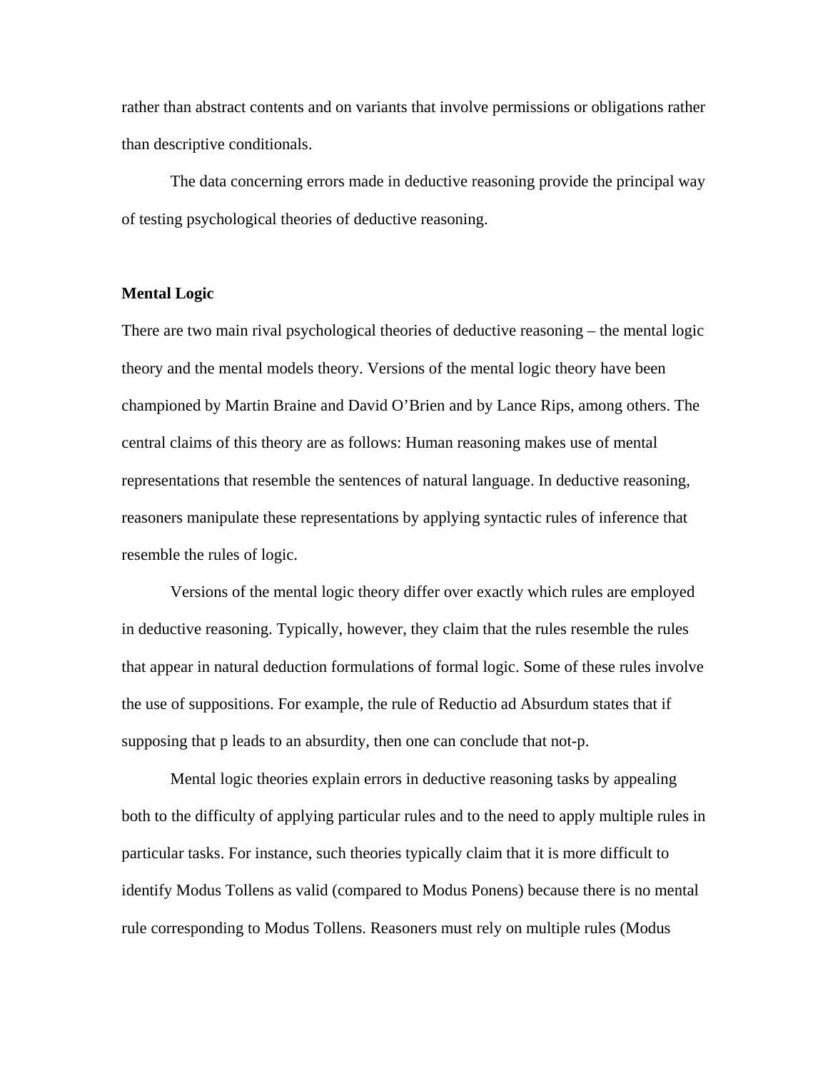rather than abstract contents and on variants that involve permissions or obligations rather than descriptive conditionals.

The data concerning errors made in deductive reasoning provide the principal way of testing psychological theories of deductive reasoning.

**Mental Logic**

There are two main rival psychological theories of deductive reasoning – the mental logic theory and the mental models theory. Versions of the mental logic theory have been championed by Martin Braine and David O'Brien and by Lance Rips, among others. The central claims of this theory are as follows: Human reasoning makes use of mental representations that resemble the sentences of natural language. In deductive reasoning, reasoners manipulate these representations by applying syntactic rules of inference that resemble the rules of logic.

Versions of the mental logic theory differ over exactly which rules are employed in deductive reasoning. Typically, however, they claim that the rules resemble the rules that appear in natural deduction formulations of formal logic. Some of these rules involve the use of suppositions. For example, the rule of Reductio ad Absurdum states that if supposing that p leads to an absurdity, then one can conclude that not-p.

Mental logic theories explain errors in deductive reasoning tasks by appealing both to the difficulty of applying particular rules and to the need to apply multiple rules in particular tasks. For instance, such theories typically claim that it is more difficult to identify Modus Tollens as valid (compared to Modus Ponens) because there is no mental rule corresponding to Modus Tollens. Reasoners must rely on multiple rules (Modus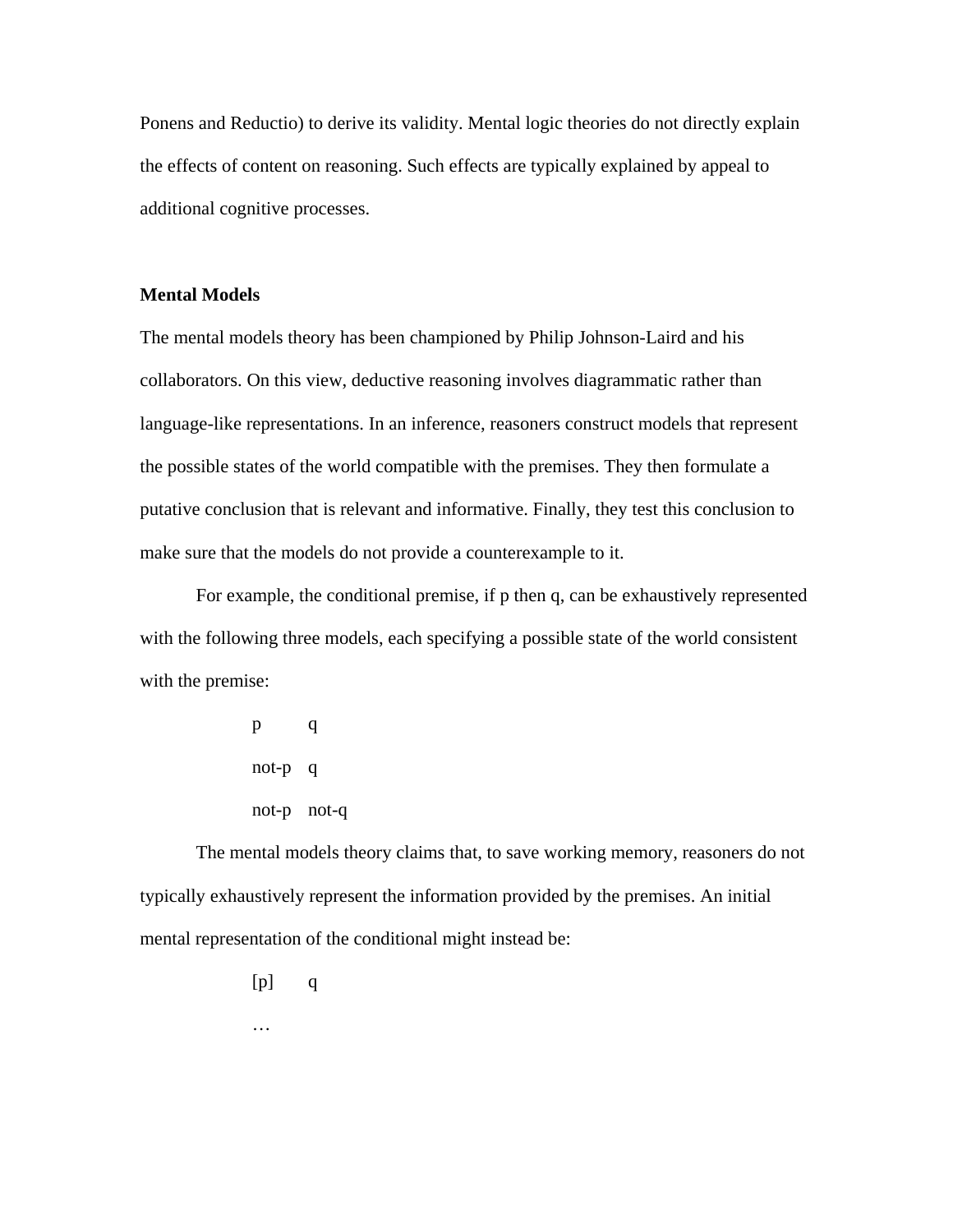Ponens and Reductio) to derive its validity. Mental logic theories do not directly explain the effects of content on reasoning. Such effects are typically explained by appeal to additional cognitive processes.

**Mental Models**

The mental models theory has been championed by Philip Johnson-Laird and his collaborators. On this view, deductive reasoning involves diagrammatic rather than language-like representations. In an inference, reasoners construct models that represent the possible states of the world compatible with the premises. They then formulate a putative conclusion that is relevant and informative. Finally, they test this conclusion to make sure that the models do not provide a counterexample to it.

For example, the conditional premise, if p then q, can be exhaustively represented with the following three models, each specifying a possible state of the world consistent with the premise:

p q

not-p q

not-p not-q

The mental models theory claims that, to save working memory, reasoners do not typically exhaustively represent the information provided by the premises. An initial mental representation of the conditional might instead be:

[p] q

…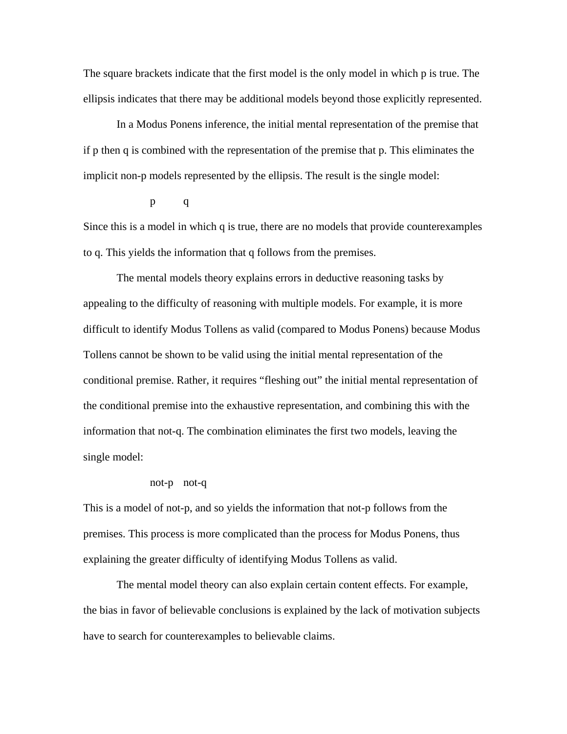The square brackets indicate that the first model is the only model in which p is true. The ellipsis indicates that there may be additional models beyond those explicitly represented.

In a Modus Ponens inference, the initial mental representation of the premise that if p then q is combined with the representation of the premise that p. This eliminates the implicit non-p models represented by the ellipsis. The result is the single model:

p &nbsp;&nbsp;&nbsp;&nbsp; q

Since this is a model in which q is true, there are no models that provide counterexamples to q. This yields the information that q follows from the premises.

The mental models theory explains errors in deductive reasoning tasks by appealing to the difficulty of reasoning with multiple models. For example, it is more difficult to identify Modus Tollens as valid (compared to Modus Ponens) because Modus Tollens cannot be shown to be valid using the initial mental representation of the conditional premise. Rather, it requires "fleshing out" the initial mental representation of the conditional premise into the exhaustive representation, and combining this with the information that not-q. The combination eliminates the first two models, leaving the single model:

not-p &nbsp;&nbsp; not-q

This is a model of not-p, and so yields the information that not-p follows from the premises. This process is more complicated than the process for Modus Ponens, thus explaining the greater difficulty of identifying Modus Tollens as valid.

The mental model theory can also explain certain content effects. For example, the bias in favor of believable conclusions is explained by the lack of motivation subjects have to search for counterexamples to believable claims.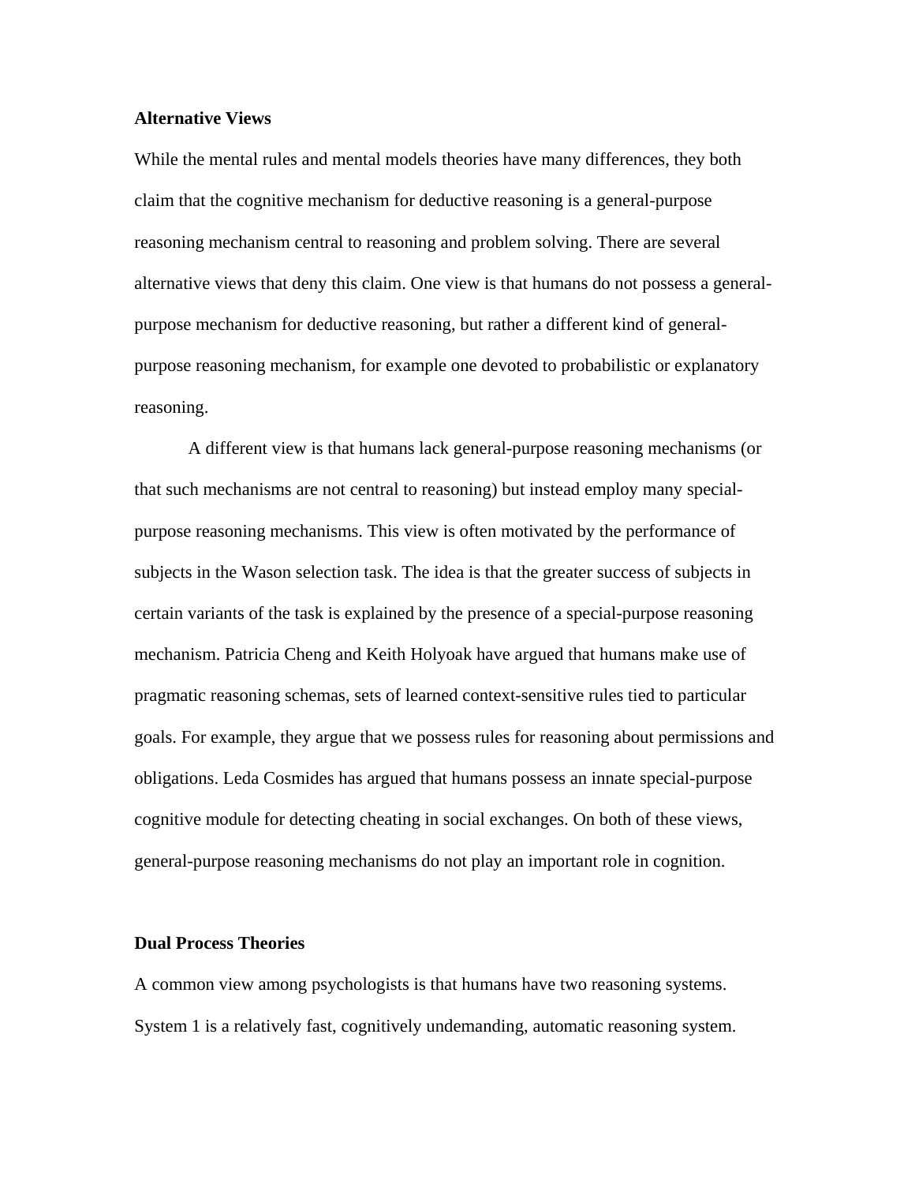## Alternative Views

While the mental rules and mental models theories have many differences, they both claim that the cognitive mechanism for deductive reasoning is a general-purpose reasoning mechanism central to reasoning and problem solving. There are several alternative views that deny this claim. One view is that humans do not possess a general-purpose mechanism for deductive reasoning, but rather a different kind of general-purpose reasoning mechanism, for example one devoted to probabilistic or explanatory reasoning.

A different view is that humans lack general-purpose reasoning mechanisms (or that such mechanisms are not central to reasoning) but instead employ many special-purpose reasoning mechanisms. This view is often motivated by the performance of subjects in the Wason selection task. The idea is that the greater success of subjects in certain variants of the task is explained by the presence of a special-purpose reasoning mechanism. Patricia Cheng and Keith Holyoak have argued that humans make use of pragmatic reasoning schemas, sets of learned context-sensitive rules tied to particular goals. For example, they argue that we possess rules for reasoning about permissions and obligations. Leda Cosmides has argued that humans possess an innate special-purpose cognitive module for detecting cheating in social exchanges. On both of these views, general-purpose reasoning mechanisms do not play an important role in cognition.

## Dual Process Theories

A common view among psychologists is that humans have two reasoning systems. System 1 is a relatively fast, cognitively undemanding, automatic reasoning system.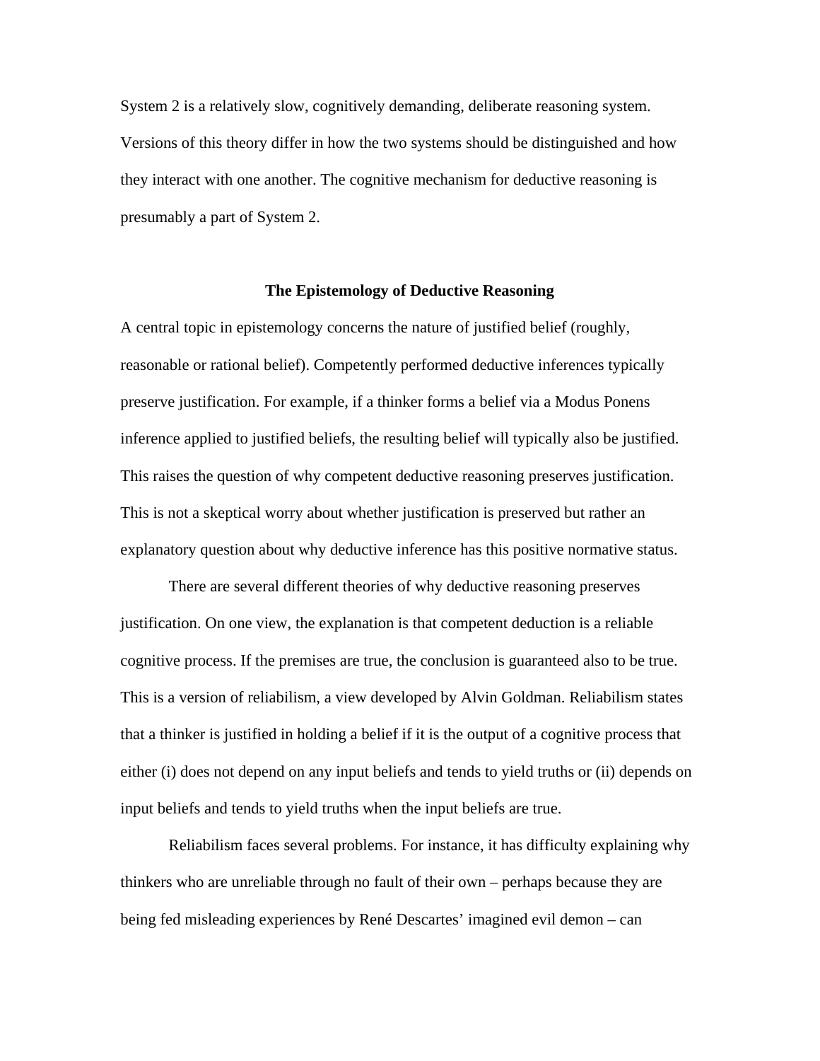System 2 is a relatively slow, cognitively demanding, deliberate reasoning system. Versions of this theory differ in how the two systems should be distinguished and how they interact with one another. The cognitive mechanism for deductive reasoning is presumably a part of System 2.

## The Epistemology of Deductive Reasoning

A central topic in epistemology concerns the nature of justified belief (roughly, reasonable or rational belief). Competently performed deductive inferences typically preserve justification. For example, if a thinker forms a belief via a Modus Ponens inference applied to justified beliefs, the resulting belief will typically also be justified. This raises the question of why competent deductive reasoning preserves justification. This is not a skeptical worry about whether justification is preserved but rather an explanatory question about why deductive inference has this positive normative status.

There are several different theories of why deductive reasoning preserves justification. On one view, the explanation is that competent deduction is a reliable cognitive process. If the premises are true, the conclusion is guaranteed also to be true. This is a version of reliabilism, a view developed by Alvin Goldman. Reliabilism states that a thinker is justified in holding a belief if it is the output of a cognitive process that either (i) does not depend on any input beliefs and tends to yield truths or (ii) depends on input beliefs and tends to yield truths when the input beliefs are true.

Reliabilism faces several problems. For instance, it has difficulty explaining why thinkers who are unreliable through no fault of their own – perhaps because they are being fed misleading experiences by René Descartes' imagined evil demon – can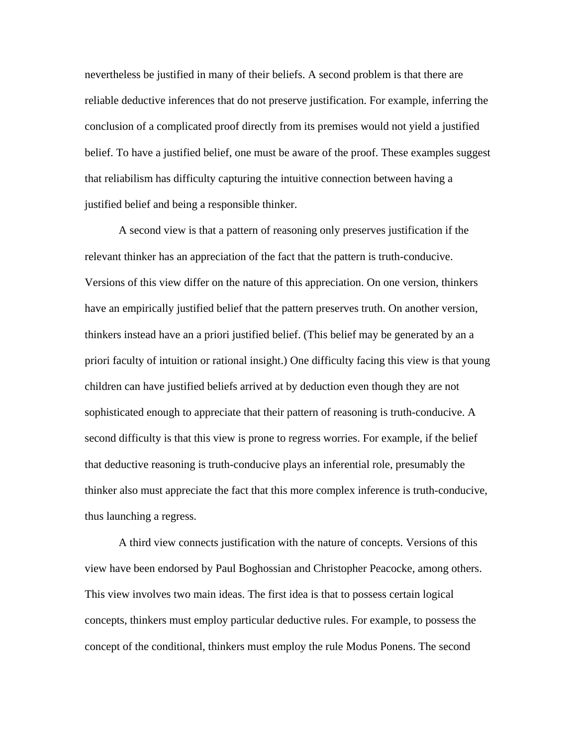nevertheless be justified in many of their beliefs. A second problem is that there are reliable deductive inferences that do not preserve justification. For example, inferring the conclusion of a complicated proof directly from its premises would not yield a justified belief. To have a justified belief, one must be aware of the proof. These examples suggest that reliabilism has difficulty capturing the intuitive connection between having a justified belief and being a responsible thinker.

A second view is that a pattern of reasoning only preserves justification if the relevant thinker has an appreciation of the fact that the pattern is truth-conducive. Versions of this view differ on the nature of this appreciation. On one version, thinkers have an empirically justified belief that the pattern preserves truth. On another version, thinkers instead have an a priori justified belief. (This belief may be generated by an a priori faculty of intuition or rational insight.) One difficulty facing this view is that young children can have justified beliefs arrived at by deduction even though they are not sophisticated enough to appreciate that their pattern of reasoning is truth-conducive. A second difficulty is that this view is prone to regress worries. For example, if the belief that deductive reasoning is truth-conducive plays an inferential role, presumably the thinker also must appreciate the fact that this more complex inference is truth-conducive, thus launching a regress.

A third view connects justification with the nature of concepts. Versions of this view have been endorsed by Paul Boghossian and Christopher Peacocke, among others. This view involves two main ideas. The first idea is that to possess certain logical concepts, thinkers must employ particular deductive rules. For example, to possess the concept of the conditional, thinkers must employ the rule Modus Ponens. The second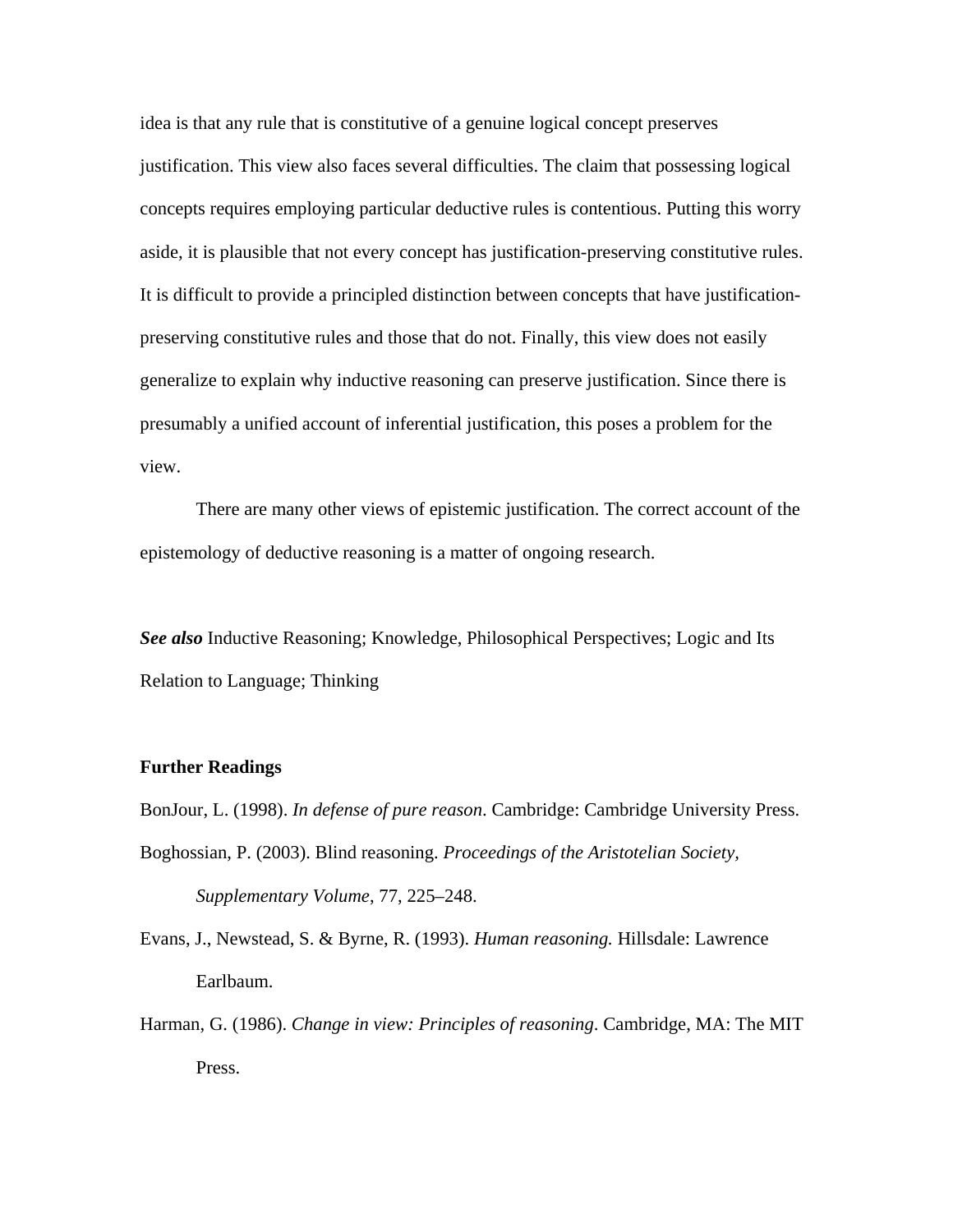idea is that any rule that is constitutive of a genuine logical concept preserves justification. This view also faces several difficulties. The claim that possessing logical concepts requires employing particular deductive rules is contentious. Putting this worry aside, it is plausible that not every concept has justification-preserving constitutive rules. It is difficult to provide a principled distinction between concepts that have justification-preserving constitutive rules and those that do not. Finally, this view does not easily generalize to explain why inductive reasoning can preserve justification. Since there is presumably a unified account of inferential justification, this poses a problem for the view.

There are many other views of epistemic justification. The correct account of the epistemology of deductive reasoning is a matter of ongoing research.

***See also*** Inductive Reasoning; Knowledge, Philosophical Perspectives; Logic and Its Relation to Language; Thinking

**Further Readings**

BonJour, L. (1998). *In defense of pure reason*. Cambridge: Cambridge University Press.

Boghossian, P. (2003). Blind reasoning. *Proceedings of the Aristotelian Society, Supplementary Volume*, 77, 225–248.

Evans, J., Newstead, S. & Byrne, R. (1993). *Human reasoning.* Hillsdale: Lawrence Earlbaum.

Harman, G. (1986). *Change in view: Principles of reasoning*. Cambridge, MA: The MIT Press.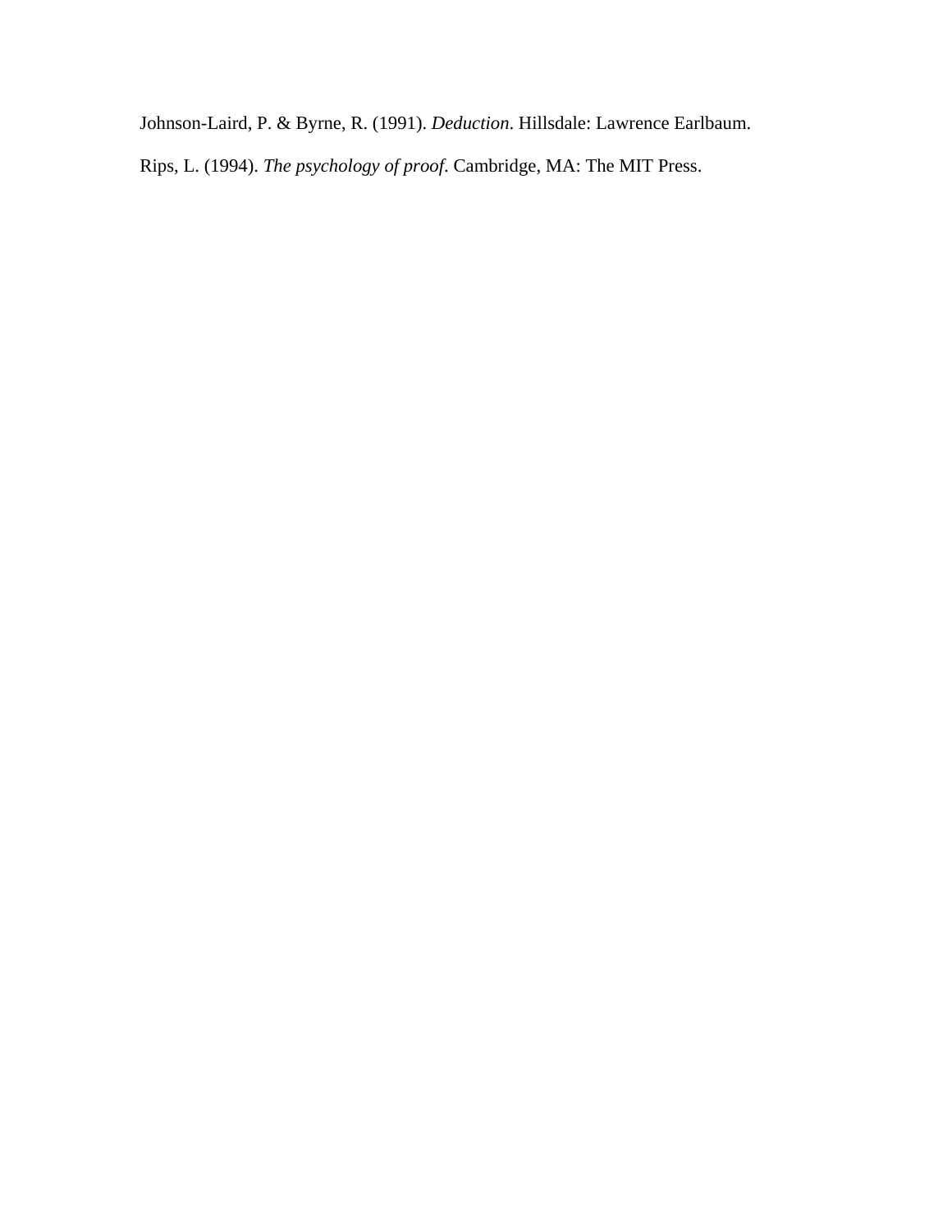Johnson-Laird, P. & Byrne, R. (1991). *Deduction*. Hillsdale: Lawrence Earlbaum.

Rips, L. (1994). *The psychology of proof*. Cambridge, MA: The MIT Press.